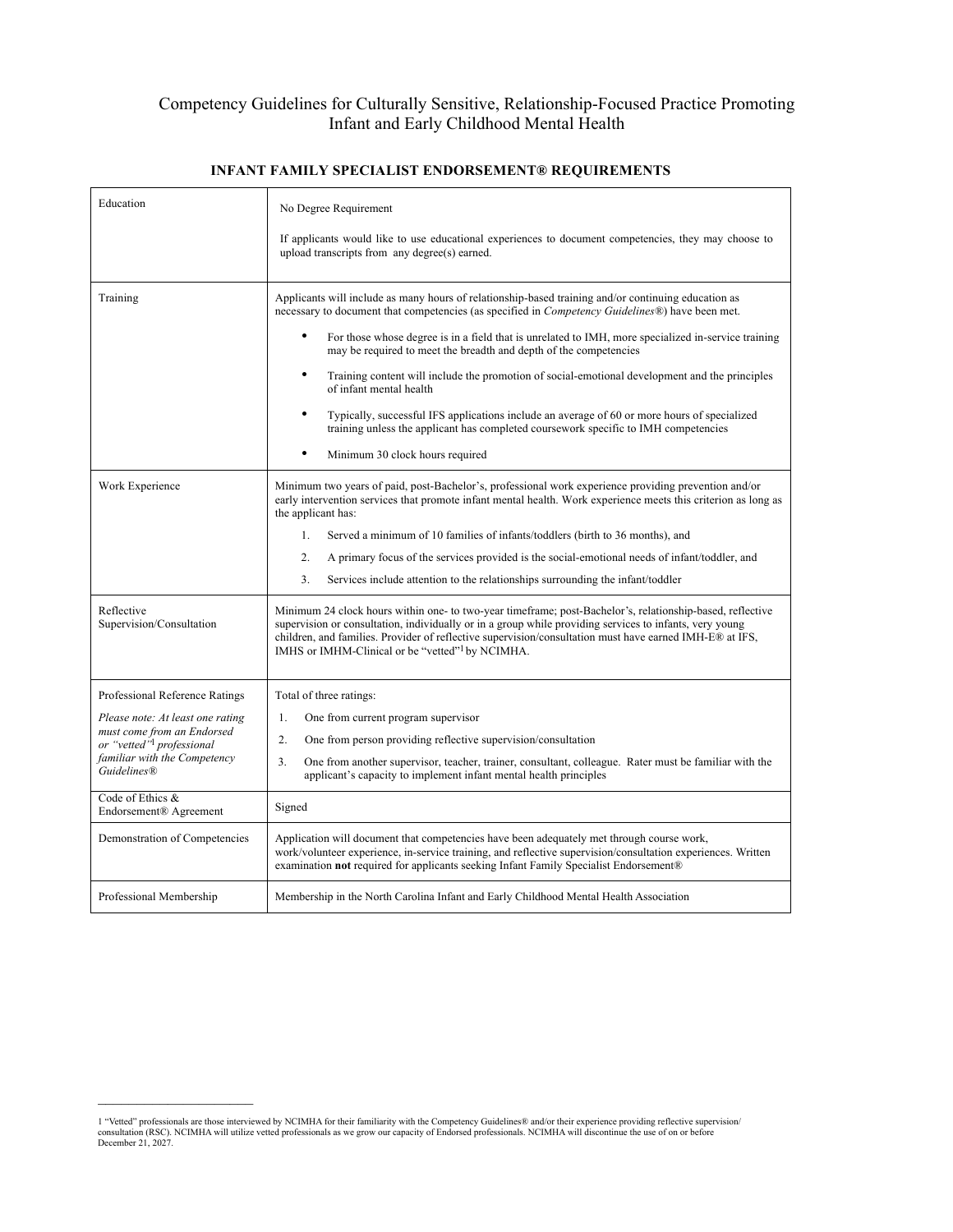# Competency Guidelines for Culturally Sensitive, Relationship-Focused Practice Promoting Infant and Early Childhood Mental Health

## INFANT FAMILY SPECIALIST ENDORSEMENT® REQUIREMENTS

| | |
|---|---|
| Education | No Degree Requirement<br><br>If applicants would like to use educational experiences to document competencies, they may choose to upload transcripts from any degree(s) earned. |
| Training | Applicants will include as many hours of relationship-based training and/or continuing education as necessary to document that competencies (as specified in *Competency Guidelines®*) have been met.<br><br>• For those whose degree is in a field that is unrelated to IMH, more specialized in-service training may be required to meet the breadth and depth of the competencies<br>• Training content will include the promotion of social-emotional development and the principles of infant mental health<br>• Typically, successful IFS applications include an average of 60 or more hours of specialized training unless the applicant has completed coursework specific to IMH competencies<br>• Minimum 30 clock hours required |
| Work Experience | Minimum two years of paid, post-Bachelor's, professional work experience providing prevention and/or early intervention services that promote infant mental health. Work experience meets this criterion as long as the applicant has:<br><br>1. Served a minimum of 10 families of infants/toddlers (birth to 36 months), and<br>2. A primary focus of the services provided is the social-emotional needs of infant/toddler, and<br>3. Services include attention to the relationships surrounding the infant/toddler |
| Reflective Supervision/Consultation | Minimum 24 clock hours within one- to two-year timeframe; post-Bachelor's, relationship-based, reflective supervision or consultation, individually or in a group while providing services to infants, very young children, and families. Provider of reflective supervision/consultation must have earned IMH-E® at IFS, IMHS or IMHM-Clinical or be "vetted"[1] by NCIMHA. |
| Professional Reference Ratings<br><br>*Please note: At least one rating must come from an Endorsed or "vetted"[1] professional familiar with the Competency Guidelines®* | Total of three ratings:<br><br>1. One from current program supervisor<br>2. One from person providing reflective supervision/consultation<br>3. One from another supervisor, teacher, trainer, consultant, colleague. Rater must be familiar with the applicant's capacity to implement infant mental health principles |
| Code of Ethics & Endorsement® Agreement | Signed |
| Demonstration of Competencies | Application will document that competencies have been adequately met through course work, work/volunteer experience, in-service training, and reflective supervision/consultation experiences. Written examination **not** required for applicants seeking Infant Family Specialist Endorsement® |
| Professional Membership | Membership in the North Carolina Infant and Early Childhood Mental Health Association |

---

[1] "Vetted" professionals are those interviewed by NCIMHA for their familiarity with the Competency Guidelines® and/or their experience providing reflective supervision/consultation (RSC). NCIMHA will utilize vetted professionals as we grow our capacity of Endorsed professionals. NCIMHA will discontinue the use of on or before December 21, 2027.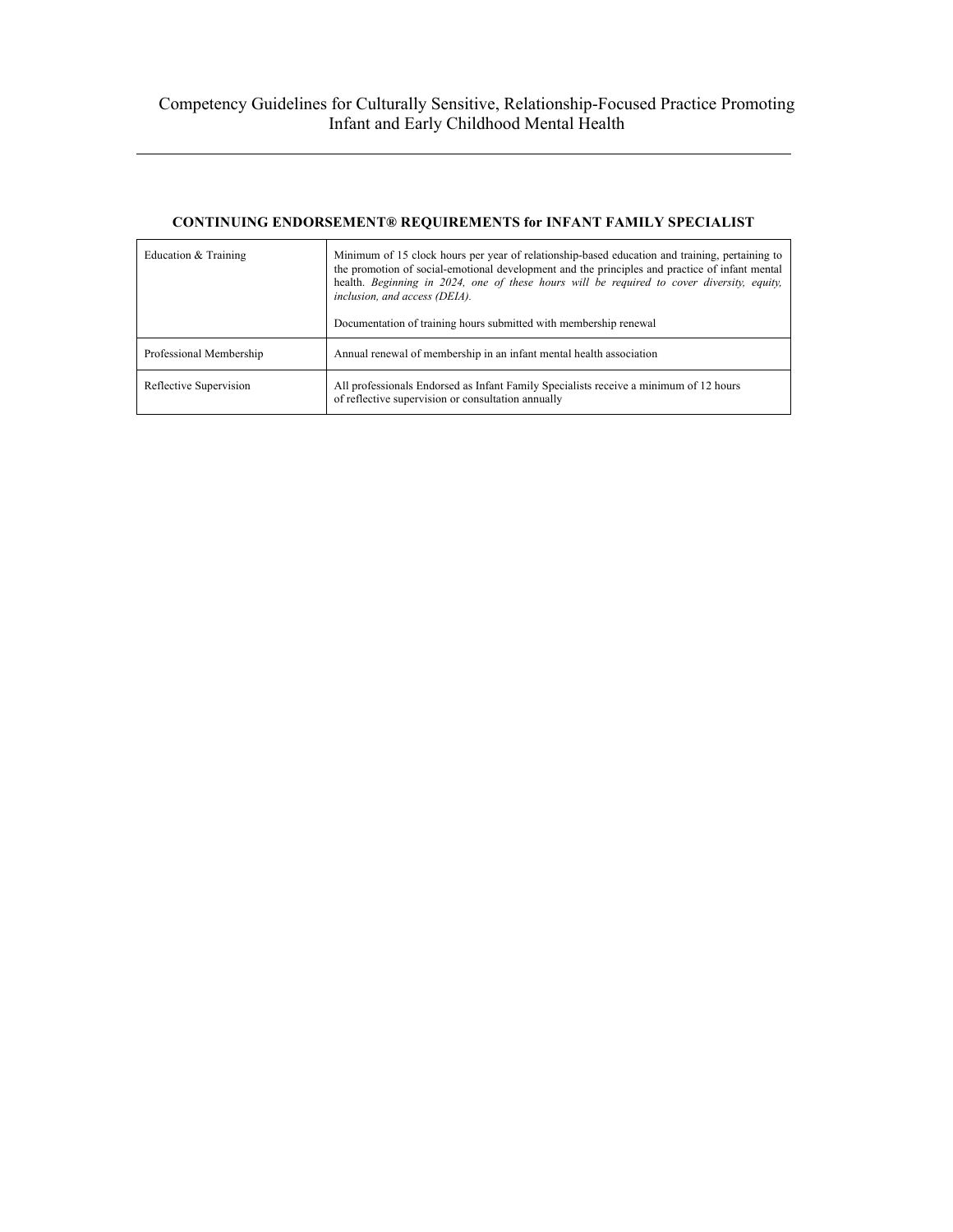Competency Guidelines for Culturally Sensitive, Relationship-Focused Practice Promoting Infant and Early Childhood Mental Health

**CONTINUING ENDORSEMENT® REQUIREMENTS for INFANT FAMILY SPECIALIST**

| | |
|---|---|
| Education & Training | Minimum of 15 clock hours per year of relationship-based education and training, pertaining to the promotion of social-emotional development and the principles and practice of infant mental health. *Beginning in 2024, one of these hours will be required to cover diversity, equity, inclusion, and access (DEIA).*<br><br>Documentation of training hours submitted with membership renewal |
| Professional Membership | Annual renewal of membership in an infant mental health association |
| Reflective Supervision | All professionals Endorsed as Infant Family Specialists receive a minimum of 12 hours of reflective supervision or consultation annually |